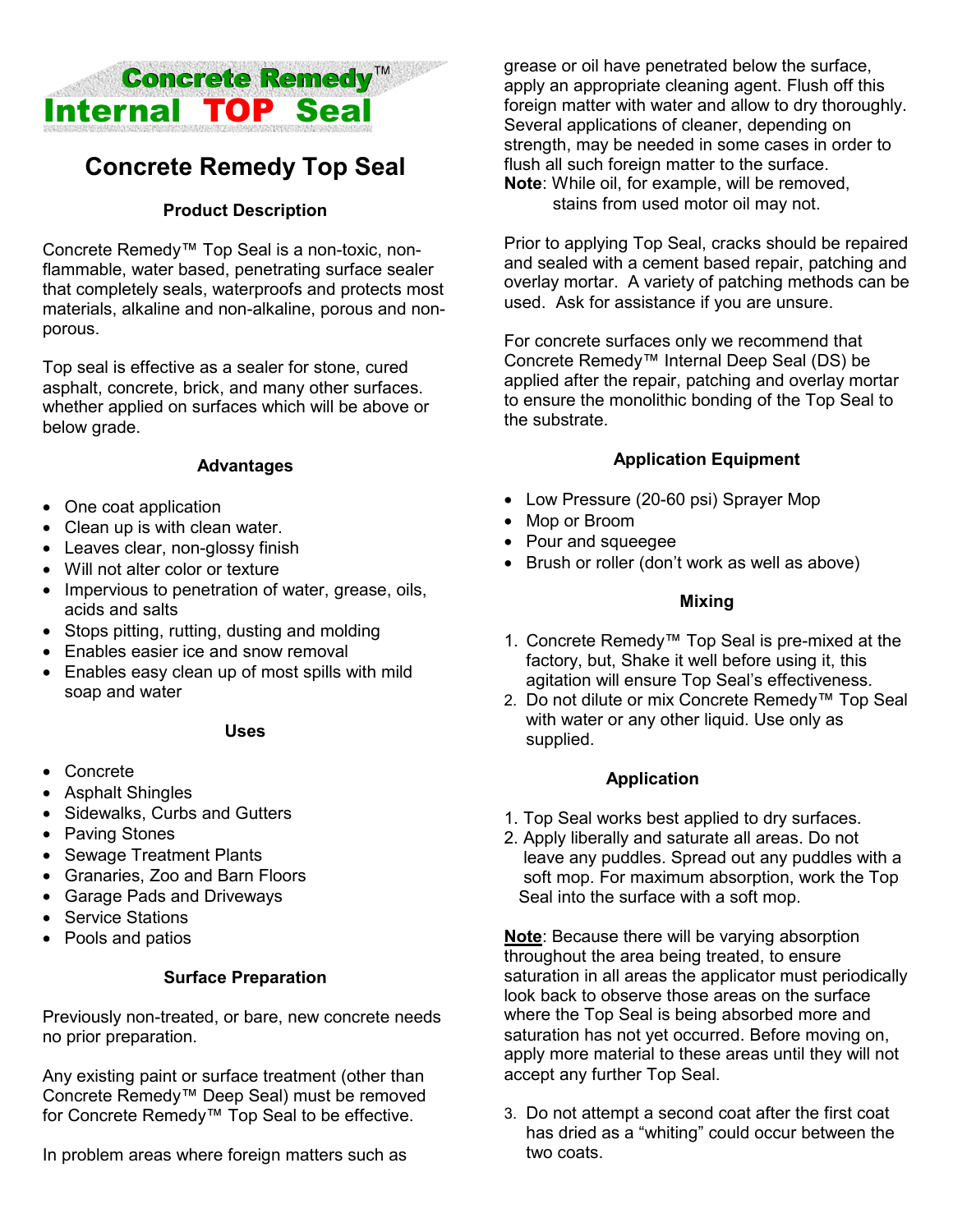**Concrete Remedy™**
**Internal TOP Seal**

# Concrete Remedy Top Seal

### Product Description

Concrete Remedy™ Top Seal is a non-toxic, non-flammable, water based, penetrating surface sealer that completely seals, waterproofs and protects most materials, alkaline and non-alkaline, porous and non-porous.

Top seal is effective as a sealer for stone, cured asphalt, concrete, brick, and many other surfaces. whether applied on surfaces which will be above or below grade.

### Advantages

- One coat application
- Clean up is with clean water.
- Leaves clear, non-glossy finish
- Will not alter color or texture
- Impervious to penetration of water, grease, oils, acids and salts
- Stops pitting, rutting, dusting and molding
- Enables easier ice and snow removal
- Enables easy clean up of most spills with mild soap and water

### Uses

- Concrete
- Asphalt Shingles
- Sidewalks, Curbs and Gutters
- Paving Stones
- Sewage Treatment Plants
- Granaries, Zoo and Barn Floors
- Garage Pads and Driveways
- Service Stations
- Pools and patios

### Surface Preparation

Previously non-treated, or bare, new concrete needs no prior preparation.

Any existing paint or surface treatment (other than Concrete Remedy™ Deep Seal) must be removed for Concrete Remedy™ Top Seal to be effective.

In problem areas where foreign matters such as grease or oil have penetrated below the surface, apply an appropriate cleaning agent. Flush off this foreign matter with water and allow to dry thoroughly. Several applications of cleaner, depending on strength, may be needed in some cases in order to flush all such foreign matter to the surface.

**Note**: While oil, for example, will be removed, stains from used motor oil may not.

Prior to applying Top Seal, cracks should be repaired and sealed with a cement based repair, patching and overlay mortar. A variety of patching methods can be used. Ask for assistance if you are unsure.

For concrete surfaces only we recommend that Concrete Remedy™ Internal Deep Seal (DS) be applied after the repair, patching and overlay mortar to ensure the monolithic bonding of the Top Seal to the substrate.

### Application Equipment

- Low Pressure (20-60 psi) Sprayer Mop
- Mop or Broom
- Pour and squeegee
- Brush or roller (don't work as well as above)

### Mixing

1. Concrete Remedy™ Top Seal is pre-mixed at the factory, but, Shake it well before using it, this agitation will ensure Top Seal's effectiveness.
2. Do not dilute or mix Concrete Remedy™ Top Seal with water or any other liquid. Use only as supplied.

### Application

1. Top Seal works best applied to dry surfaces.
2. Apply liberally and saturate all areas. Do not leave any puddles. Spread out any puddles with a soft mop. For maximum absorption, work the Top Seal into the surface with a soft mop.

<u>**Note**</u>: Because there will be varying absorption throughout the area being treated, to ensure saturation in all areas the applicator must periodically look back to observe those areas on the surface where the Top Seal is being absorbed more and saturation has not yet occurred. Before moving on, apply more material to these areas until they will not accept any further Top Seal.

3. Do not attempt a second coat after the first coat has dried as a "whiting" could occur between the two coats.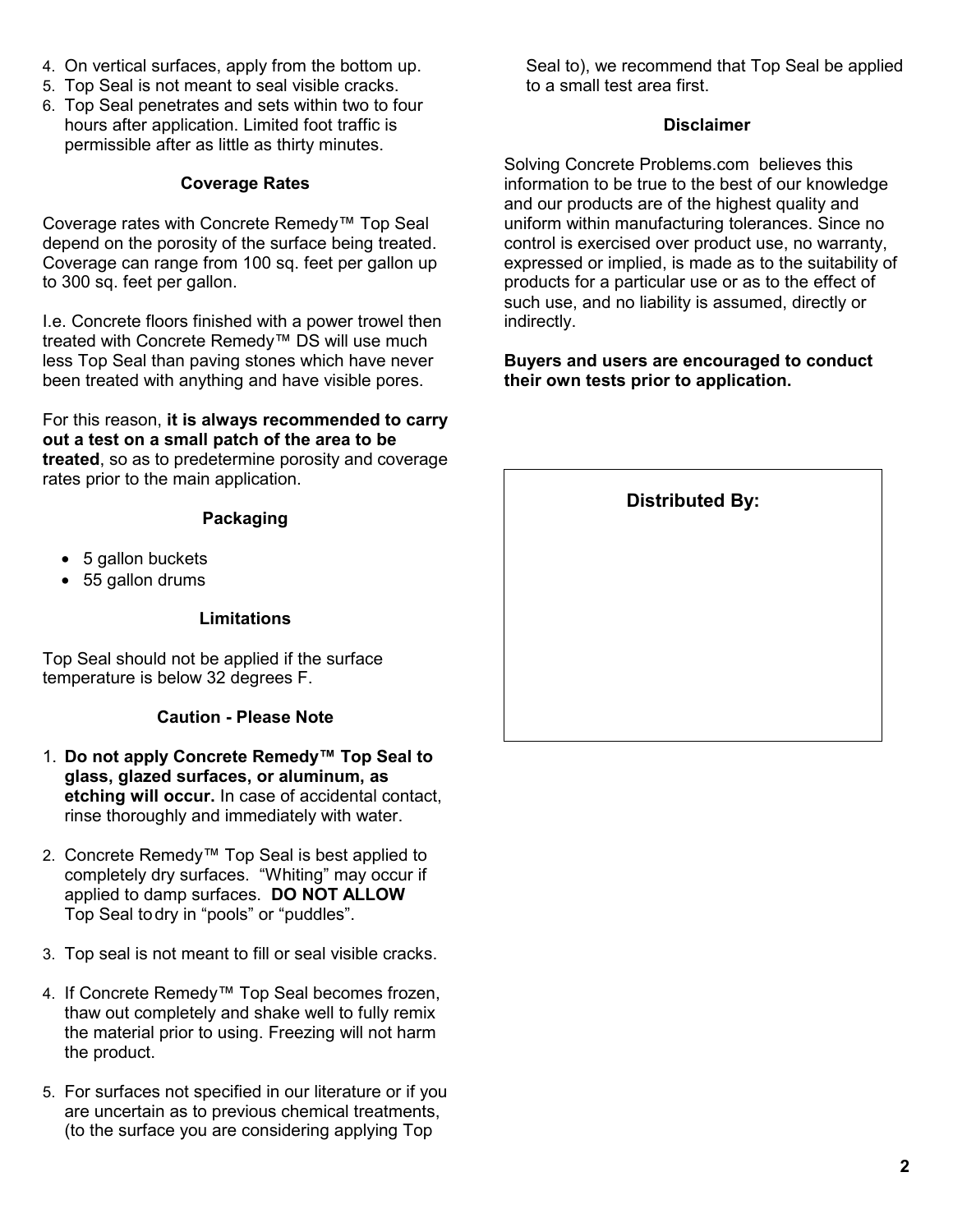4. On vertical surfaces, apply from the bottom up.
5. Top Seal is not meant to seal visible cracks.
6. Top Seal penetrates and sets within two to four hours after application. Limited foot traffic is permissible after as little as thirty minutes.

### Coverage Rates

Coverage rates with Concrete Remedy™ Top Seal depend on the porosity of the surface being treated. Coverage can range from 100 sq. feet per gallon up to 300 sq. feet per gallon.

I.e. Concrete floors finished with a power trowel then treated with Concrete Remedy™ DS will use much less Top Seal than paving stones which have never been treated with anything and have visible pores.

For this reason, **it is always recommended to carry out a test on a small patch of the area to be treated**, so as to predetermine porosity and coverage rates prior to the main application.

### Packaging

- 5 gallon buckets
- 55 gallon drums

### Limitations

Top Seal should not be applied if the surface temperature is below 32 degrees F.

### Caution - Please Note

1. **Do not apply Concrete Remedy™ Top Seal to glass, glazed surfaces, or aluminum, as etching will occur.** In case of accidental contact, rinse thoroughly and immediately with water.

2. Concrete Remedy™ Top Seal is best applied to completely dry surfaces. "Whiting" may occur if applied to damp surfaces. **DO NOT ALLOW** Top Seal to dry in "pools" or "puddles".

3. Top seal is not meant to fill or seal visible cracks.

4. If Concrete Remedy™ Top Seal becomes frozen, thaw out completely and shake well to fully remix the material prior to using. Freezing will not harm the product.

5. For surfaces not specified in our literature or if you are uncertain as to previous chemical treatments, (to the surface you are considering applying Top Seal to), we recommend that Top Seal be applied to a small test area first.

### Disclaimer

Solving Concrete Problems.com believes this information to be true to the best of our knowledge and our products are of the highest quality and uniform within manufacturing tolerances. Since no control is exercised over product use, no warranty, expressed or implied, is made as to the suitability of products for a particular use or as to the effect of such use, and no liability is assumed, directly or indirectly.

**Buyers and users are encouraged to conduct their own tests prior to application.**

**Distributed By:**